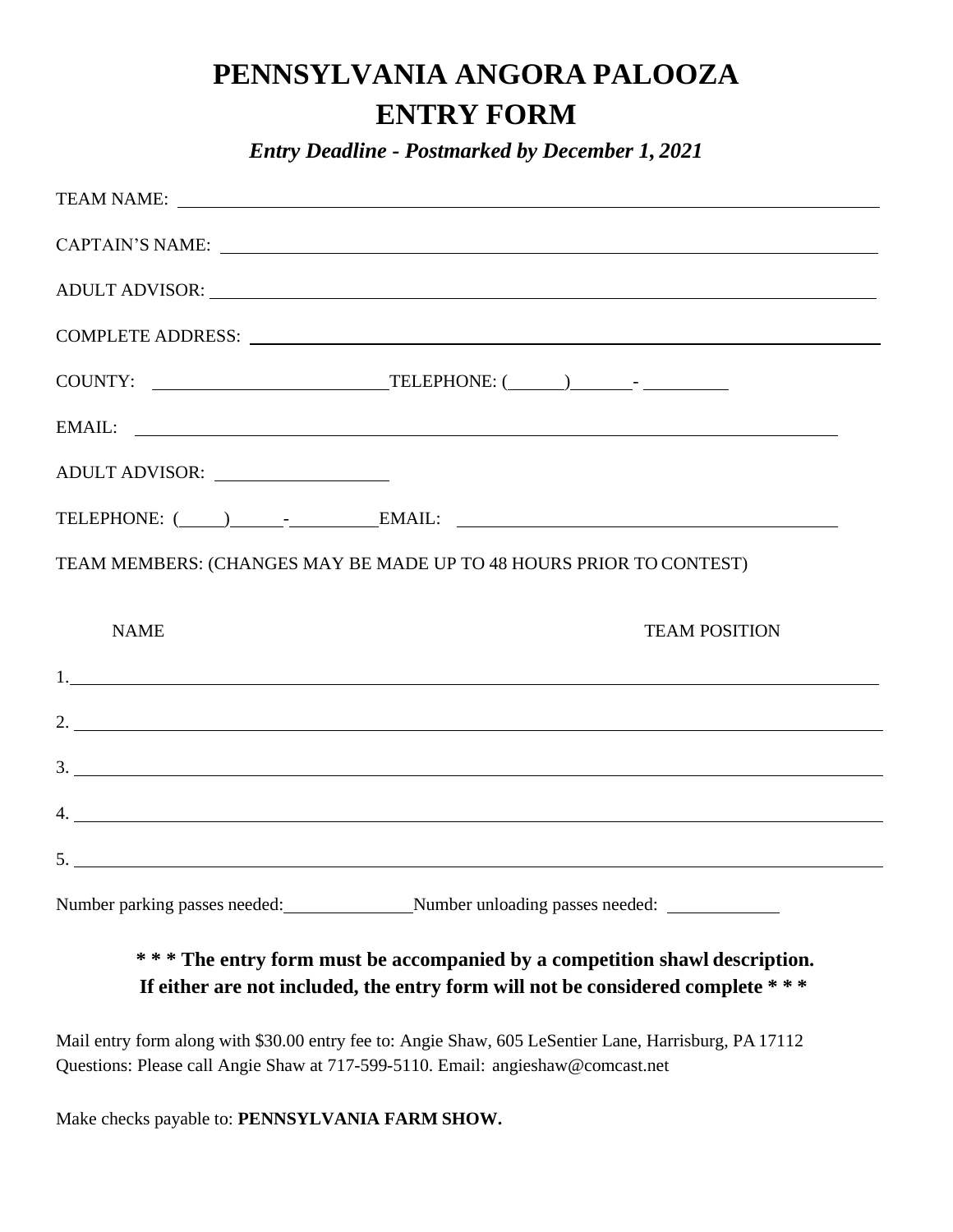# PENNSYLVANIA ANGORA PALOOZA

# ENTRY FORM

***Entry Deadline - Postmarked by December 1, 2021***

TEAM NAME: ______________________________________________

CAPTAIN'S NAME: ______________________________________________

ADULT ADVISOR: ______________________________________________

COMPLETE ADDRESS: ______________________________________________

COUNTY: ____________________ TELEPHONE: (______)______- __________

EMAIL: ______________________________________________

ADULT ADVISOR: ____________________

TELEPHONE: (_____)______-__________ EMAIL: ______________________________

TEAM MEMBERS: (CHANGES MAY BE MADE UP TO 48 HOURS PRIOR TO CONTEST)

| NAME | TEAM POSITION |
|---|---|
| 1. | |
| 2. | |
| 3. | |
| 4. | |
| 5. | |

Number parking passes needed: ______________ Number unloading passes needed: ____________

**\* \* \* The entry form must be accompanied by a competition shawl description. If either are not included, the entry form will not be considered complete \* \* \***

Mail entry form along with $30.00 entry fee to: Angie Shaw, 605 LeSentier Lane, Harrisburg, PA 17112
Questions: Please call Angie Shaw at 717-599-5110. Email: angieshaw@comcast.net

Make checks payable to: **PENNSYLVANIA FARM SHOW.**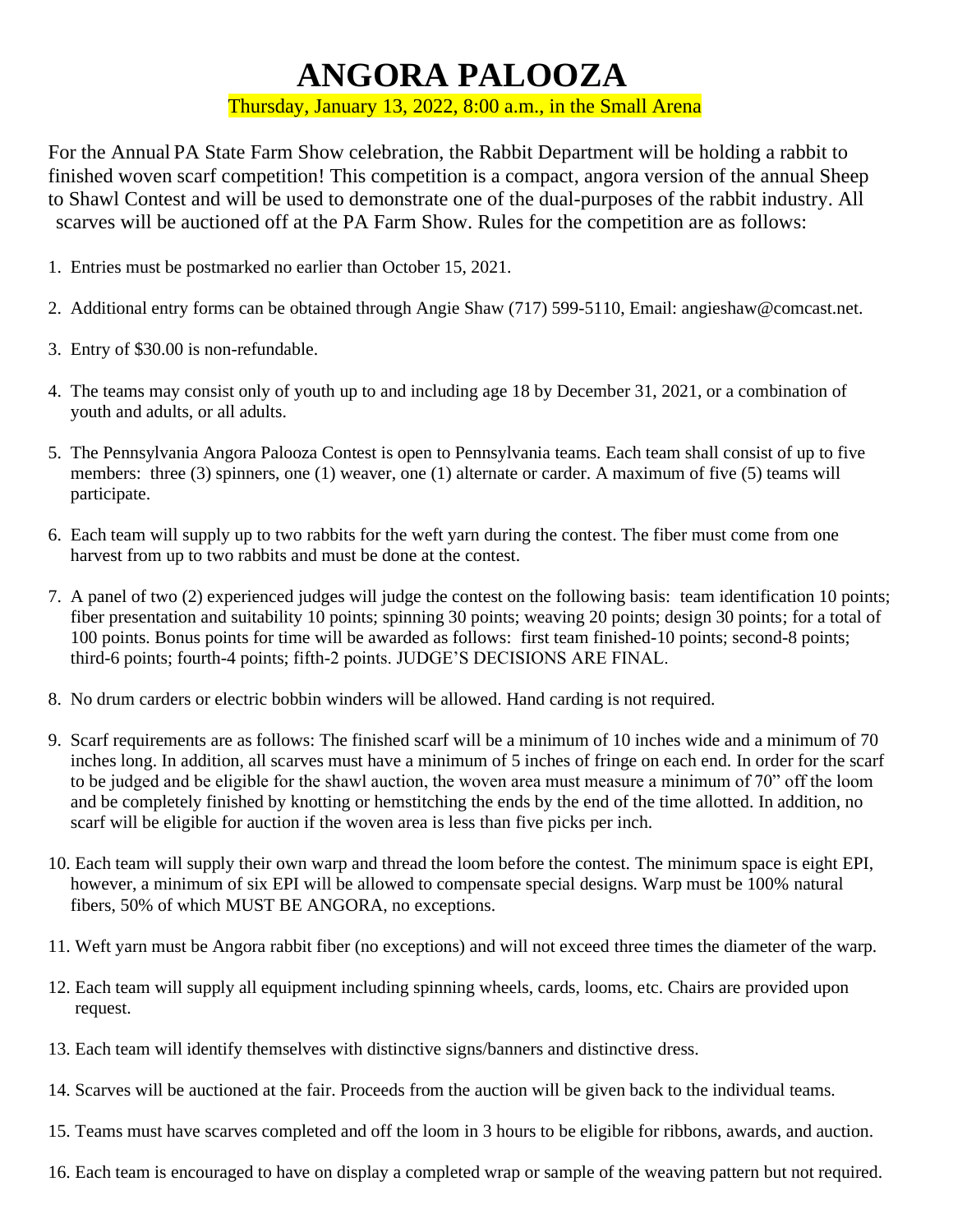# ANGORA PALOOZA

Thursday, January 13, 2022, 8:00 a.m., in the Small Arena

For the Annual PA State Farm Show celebration, the Rabbit Department will be holding a rabbit to finished woven scarf competition! This competition is a compact, angora version of the annual Sheep to Shawl Contest and will be used to demonstrate one of the dual-purposes of the rabbit industry. All scarves will be auctioned off at the PA Farm Show. Rules for the competition are as follows:

1. Entries must be postmarked no earlier than October 15, 2021.
2. Additional entry forms can be obtained through Angie Shaw (717) 599-5110, Email: angieshaw@comcast.net.
3. Entry of $30.00 is non-refundable.
4. The teams may consist only of youth up to and including age 18 by December 31, 2021, or a combination of youth and adults, or all adults.
5. The Pennsylvania Angora Palooza Contest is open to Pennsylvania teams. Each team shall consist of up to five members: three (3) spinners, one (1) weaver, one (1) alternate or carder. A maximum of five (5) teams will participate.
6. Each team will supply up to two rabbits for the weft yarn during the contest. The fiber must come from one harvest from up to two rabbits and must be done at the contest.
7. A panel of two (2) experienced judges will judge the contest on the following basis: team identification 10 points; fiber presentation and suitability 10 points; spinning 30 points; weaving 20 points; design 30 points; for a total of 100 points. Bonus points for time will be awarded as follows: first team finished-10 points; second-8 points; third-6 points; fourth-4 points; fifth-2 points. JUDGE'S DECISIONS ARE FINAL.
8. No drum carders or electric bobbin winders will be allowed. Hand carding is not required.
9. Scarf requirements are as follows: The finished scarf will be a minimum of 10 inches wide and a minimum of 70 inches long. In addition, all scarves must have a minimum of 5 inches of fringe on each end. In order for the scarf to be judged and be eligible for the shawl auction, the woven area must measure a minimum of 70" off the loom and be completely finished by knotting or hemstitching the ends by the end of the time allotted. In addition, no scarf will be eligible for auction if the woven area is less than five picks per inch.
10. Each team will supply their own warp and thread the loom before the contest. The minimum space is eight EPI, however, a minimum of six EPI will be allowed to compensate special designs. Warp must be 100% natural fibers, 50% of which MUST BE ANGORA, no exceptions.
11. Weft yarn must be Angora rabbit fiber (no exceptions) and will not exceed three times the diameter of the warp.
12. Each team will supply all equipment including spinning wheels, cards, looms, etc. Chairs are provided upon request.
13. Each team will identify themselves with distinctive signs/banners and distinctive dress.
14. Scarves will be auctioned at the fair. Proceeds from the auction will be given back to the individual teams.
15. Teams must have scarves completed and off the loom in 3 hours to be eligible for ribbons, awards, and auction.
16. Each team is encouraged to have on display a completed wrap or sample of the weaving pattern but not required.